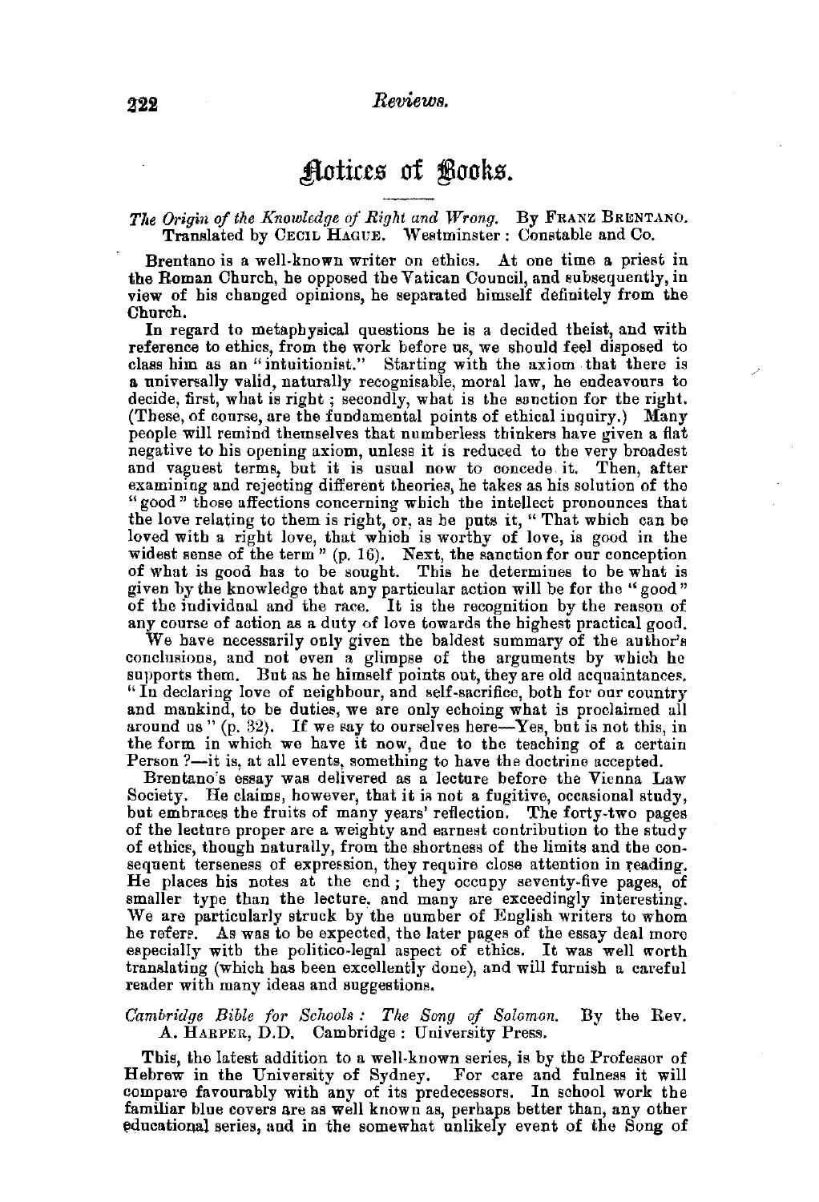## Notices of Books.

*The Origin of the Knowledge of Right and Wrong.* By FRANZ BRENTANO. Translated by CECIL HAGUE. Westminster: Constable and Co.

Brentano is a well-known writer on ethics. At one time a priest in the Roman Church, he opposed the Vatican Council, and subsequently, in view of his changed opinions, he separated himself definitely from the Church.

In regard to metaphysical questions he is a decided theist, and with reference to ethics, from the work before us, we should feel disposed to class him as an "intuitionist." Starting with the axiom that there is a universally valid, naturally recognisable, moral law, he endeavours to decide, first, what is right; secondly, what is the sanction for the right. (These, of course, are the fundamental points of ethical inquiry.) Many people will remind themselves that numberless thinkers have given a flat negative to his opening axiom, unless it is reduced to the very broadest and vaguest terms, but it is usual now to concede it. Then, after examining and rejecting different theories, he takes as his solution of the "good" those affections concerning which the intellect pronounces that the love relating to them is right, or, as he puts it, "That which can be loved with a right love, that which is worthy of love, is good in the widest sense of the term" (p. 16). Next, the sanction for our conception of what is good has to be sought. This he determines to be what is given by the knowledge that any particular action will be for the "good" of the individual and the race. It is the recognition by the reason of any course of action as a duty of love towards the highest practical good.

We have necessarily only given the baldest summary of the author's conclusions, and not even a glimpse of the arguments by which he supports them. But as he himself points out, they are old acquaintances. "In declaring love of neighbour, and self-sacrifice, both for our country and mankind, to be duties, we are only echoing what is proclaimed all around us" (p. 32). If we say to ourselves here—Yes, but is not this, in the form in which we have it now, due to the teaching of a certain Person?—it is, at all events, something to have the doctrine accepted.

Brentano's essay was delivered as a lecture before the Vienna Law Society. He claims, however, that it is not a fugitive, occasional study, but embraces the fruits of many years' reflection. The forty-two pages of the lecture proper are a weighty and earnest contribution to the study of ethics, though naturally, from the shortness of the limits and the consequent terseness of expression, they require close attention in reading. He places his notes at the end; they occupy seventy-five pages, of smaller type than the lecture, and many are exceedingly interesting. We are particularly struck by the number of English writers to whom he refers. As was to be expected, the later pages of the essay deal more especially with the politico-legal aspect of ethics. It was well worth translating (which has been excellently done), and will furnish a careful reader with many ideas and suggestions.

*Cambridge Bible for Schools: The Song of Solomon.* By the Rev. A. HARPER, D.D. Cambridge: University Press.

This, the latest addition to a well-known series, is by the Professor of Hebrew in the University of Sydney. For care and fulness it will compare favourably with any of its predecessors. In school work the familiar blue covers are as well known as, perhaps better than, any other educational series, and in the somewhat unlikely event of the Song of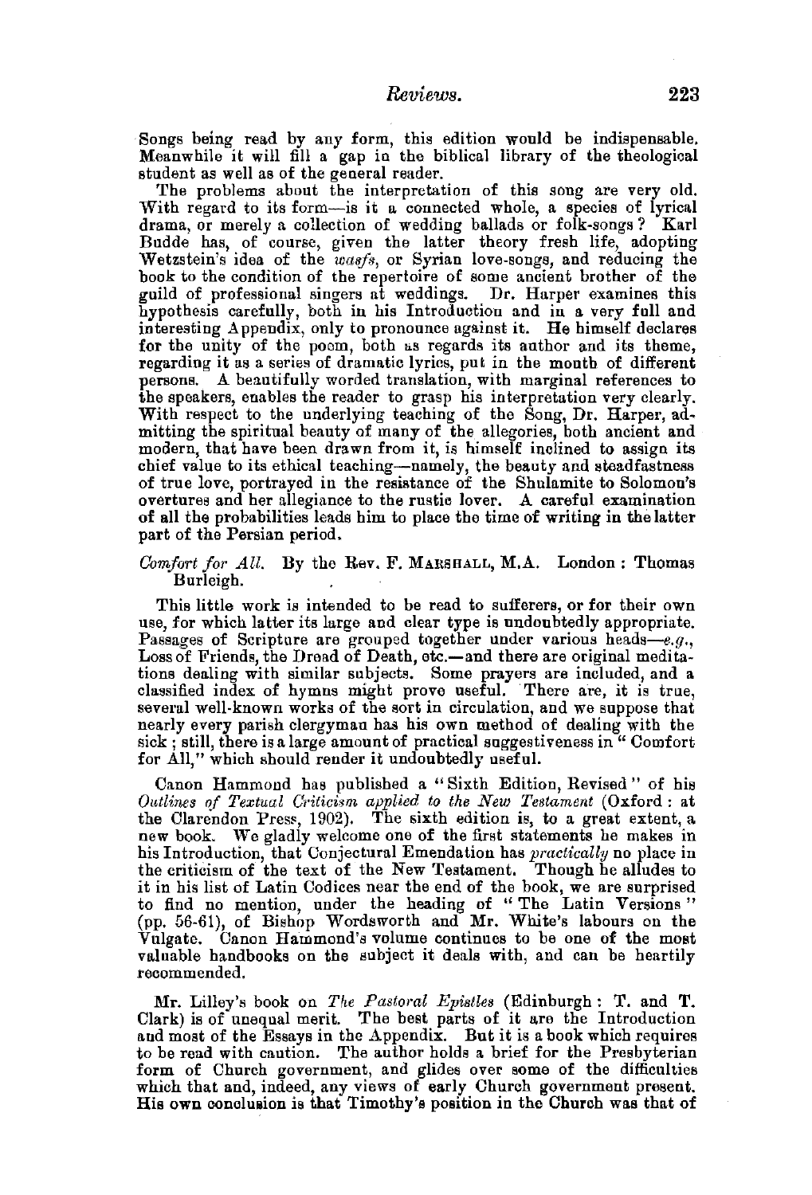Songs being read by any form, this edition would be indispensable. Meanwhile it will fill a gap in the biblical library of the theological student as well as of the general reader.

The problems about the interpretation of this song are very old. With regard to its form—is it a connected whole, a species of lyrical drama, or merely a collection of wedding ballads or folk-songs? Karl Budde has, of course, given the latter theory fresh life, adopting Wetzstein's idea of the *wasfs*, or Syrian love-songs, and reducing the book to the condition of the repertoire of some ancient brother of the guild of professional singers at weddings. Dr. Harper examines this hypothesis carefully, both in his Introduction and in a very full and interesting Appendix, only to pronounce against it. He himself declares for the unity of the poem, both as regards its author and its theme, regarding it as a series of dramatic lyrics, put in the mouth of different persons. A beautifully worded translation, with marginal references to the speakers, enables the reader to grasp his interpretation very clearly. With respect to the underlying teaching of the Song, Dr. Harper, admitting the spiritual beauty of many of the allegories, both ancient and modern, that have been drawn from it, is himself inclined to assign its chief value to its ethical teaching—namely, the beauty and steadfastness of true love, portrayed in the resistance of the Shulamite to Solomon's overtures and her allegiance to the rustic lover. A careful examination of all the probabilities leads him to place the time of writing in the latter part of the Persian period.

*Comfort for All.* By the Rev. F. MARSHALL, M.A. London: Thomas Burleigh.

This little work is intended to be read to sufferers, or for their own use, for which latter its large and clear type is undoubtedly appropriate. Passages of Scripture are grouped together under various heads—*e.g.*, Loss of Friends, the Dread of Death, etc.—and there are original meditations dealing with similar subjects. Some prayers are included, and a classified index of hymns might prove useful. There are, it is true, several well-known works of the sort in circulation, and we suppose that nearly every parish clergyman has his own method of dealing with the sick; still, there is a large amount of practical suggestiveness in "Comfort for All," which should render it undoubtedly useful.

Canon Hammond has published a "Sixth Edition, Revised" of his *Outlines of Textual Criticism applied to the New Testament* (Oxford: at the Clarendon Press, 1902). The sixth edition is, to a great extent, a new book. We gladly welcome one of the first statements he makes in his Introduction, that Conjectural Emendation has *practically* no place in the criticism of the text of the New Testament. Though he alludes to it in his list of Latin Codices near the end of the book, we are surprised to find no mention, under the heading of "The Latin Versions" (pp. 56-61), of Bishop Wordsworth and Mr. White's labours on the Vulgate. Canon Hammond's volume continues to be one of the most valuable handbooks on the subject it deals with, and can be heartily recommended.

Mr. Lilley's book on *The Pastoral Epistles* (Edinburgh: T. and T. Clark) is of unequal merit. The best parts of it are the Introduction and most of the Essays in the Appendix. But it is a book which requires to be read with caution. The author holds a brief for the Presbyterian form of Church government, and glides over some of the difficulties which that and, indeed, any views of early Church government present. His own conclusion is that Timothy's position in the Church was that of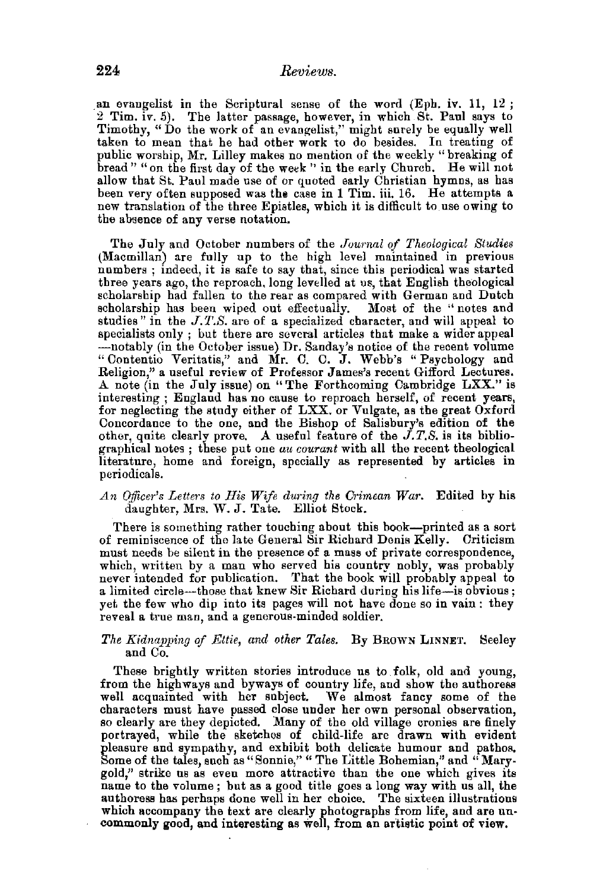an evangelist in the Scriptural sense of the word (Eph. iv. 11, 12; 2 Tim. iv. 5). The latter passage, however, in which St. Paul says to Timothy, "Do the work of an evangelist," might surely be equally well taken to mean that he had other work to do besides. In treating of public worship, Mr. Lilley makes no mention of the weekly "breaking of bread" "on the first day of the week" in the early Church. He will not allow that St. Paul made use of or quoted early Christian hymns, as has been very often supposed was the case in 1 Tim. iii. 16. He attempts a new translation of the three Epistles, which it is difficult to use owing to the absence of any verse notation.

The July and October numbers of the *Journal of Theological Studies* (Macmillan) are fully up to the high level maintained in previous numbers; indeed, it is safe to say that, since this periodical was started three years ago, the reproach, long levelled at us, that English theological scholarship had fallen to the rear as compared with German and Dutch scholarship has been wiped out effectually. Most of the "notes and studies" in the *J.T.S.* are of a specialized character, and will appeal to specialists only; but there are several articles that make a wider appeal—notably (in the October issue) Dr. Sanday's notice of the recent volume "Contentio Veritatis," and Mr. C. C. J. Webb's "Psychology and Religion," a useful review of Professor James's recent Gifford Lectures. A note (in the July issue) on "The Forthcoming Cambridge LXX." is interesting; England has no cause to reproach herself, of recent years, for neglecting the study either of LXX. or Vulgate, as the great Oxford Concordance to the one, and the Bishop of Salisbury's edition of the other, quite clearly prove. A useful feature of the *J.T.S.* is its bibliographical notes; these put one *au courant* with all the recent theological literature, home and foreign, specially as represented by articles in periodicals.

*An Officer's Letters to His Wife during the Crimean War.* Edited by his daughter, Mrs. W. J. Tate. Elliot Stock.

There is something rather touching about this book—printed as a sort of reminiscence of the late General Sir Richard Denis Kelly. Criticism must needs be silent in the presence of a mass of private correspondence, which, written by a man who served his country nobly, was probably never intended for publication. That the book will probably appeal to a limited circle—those that knew Sir Richard during his life—is obvious; yet the few who dip into its pages will not have done so in vain: they reveal a true man, and a generous-minded soldier.

*The Kidnapping of Ettie, and other Tales.* By BROWN LINNET. Seeley and Co.

These brightly written stories introduce us to folk, old and young, from the highways and byways of country life, and show the authoress well acquainted with her subject. We almost fancy some of the characters must have passed close under her own personal observation, so clearly are they depicted. Many of the old village cronies are finely portrayed, while the sketches of child-life are drawn with evident pleasure and sympathy, and exhibit both delicate humour and pathos. Some of the tales, such as "Sonnie," "The Little Bohemian," and "Marygold," strike us as even more attractive than the one which gives its name to the volume; but as a good title goes a long way with us all, the authoress has perhaps done well in her choice. The sixteen illustrations which accompany the text are clearly photographs from life, and are uncommonly good, and interesting as well, from an artistic point of view.